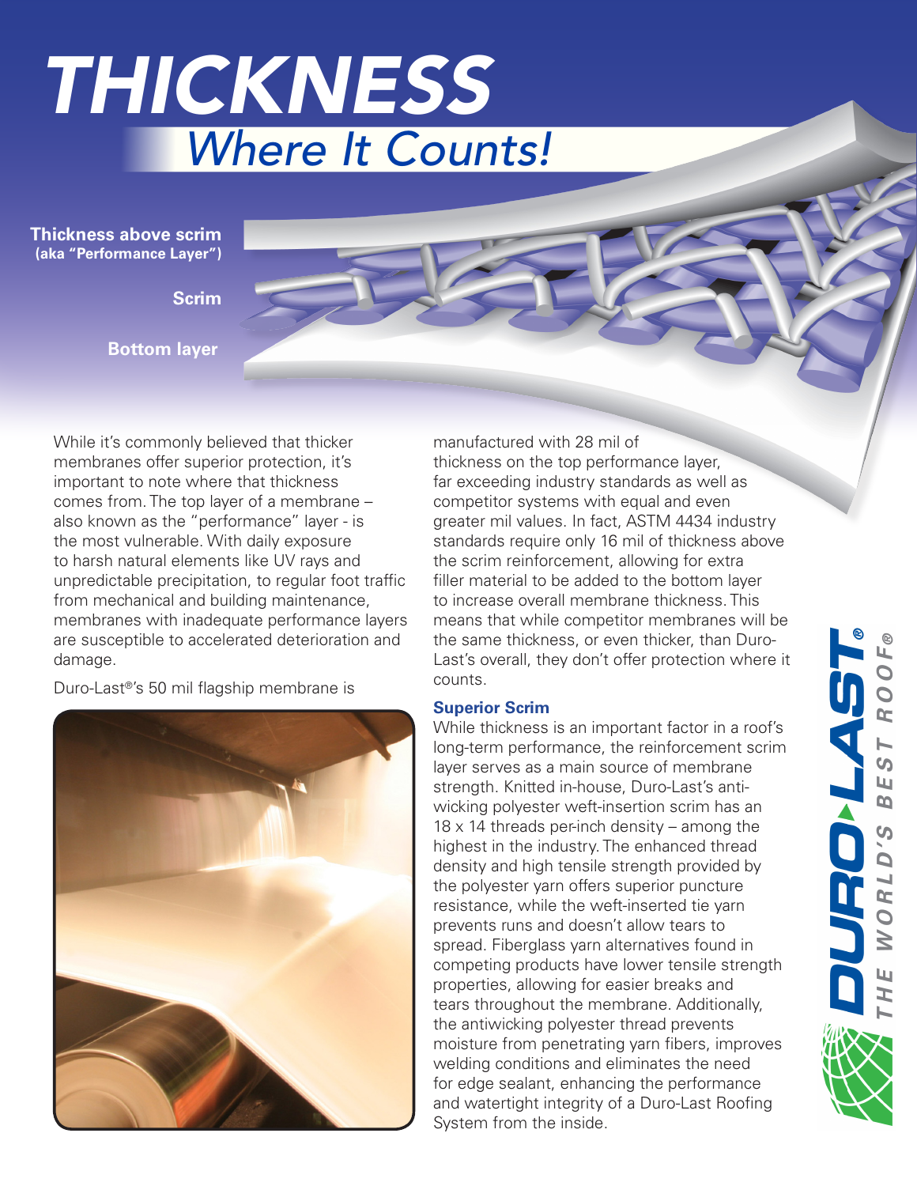# THICKNESS

## *Where It Counts!*

**Thickness above scrim**
**(aka "Performance Layer")**

**Scrim**

**Bottom layer**

While it's commonly believed that thicker membranes offer superior protection, it's important to note where that thickness comes from. The top layer of a membrane – also known as the "performance" layer - is the most vulnerable. With daily exposure to harsh natural elements like UV rays and unpredictable precipitation, to regular foot traffic from mechanical and building maintenance, membranes with inadequate performance layers are susceptible to accelerated deterioration and damage.

Duro-Last®'s 50 mil flagship membrane is manufactured with 28 mil of thickness on the top performance layer, far exceeding industry standards as well as competitor systems with equal and even greater mil values. In fact, ASTM 4434 industry standards require only 16 mil of thickness above the scrim reinforcement, allowing for extra filler material to be added to the bottom layer to increase overall membrane thickness. This means that while competitor membranes will be the same thickness, or even thicker, than Duro-Last's overall, they don't offer protection where it counts.

### Superior Scrim

While thickness is an important factor in a roof's long-term performance, the reinforcement scrim layer serves as a main source of membrane strength. Knitted in-house, Duro-Last's anti-wicking polyester weft-insertion scrim has an 18 x 14 threads per-inch density – among the highest in the industry. The enhanced thread density and high tensile strength provided by the polyester yarn offers superior puncture resistance, while the weft-inserted tie yarn prevents runs and doesn't allow tears to spread. Fiberglass yarn alternatives found in competing products have lower tensile strength properties, allowing for easier breaks and tears throughout the membrane. Additionally, the antiwicking polyester thread prevents moisture from penetrating yarn fibers, improves welding conditions and eliminates the need for edge sealant, enhancing the performance and watertight integrity of a Duro-Last Roofing System from the inside.

DURO-LAST® *THE WORLD'S BEST ROOF®*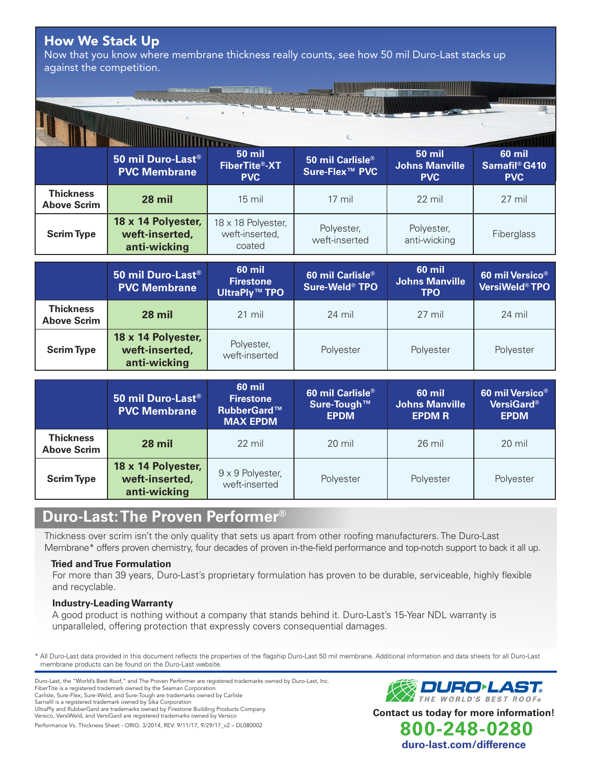## How We Stack Up

Now that you know where membrane thickness really counts, see how 50 mil Duro-Last stacks up against the competition.

| | 50 mil Duro-Last® PVC Membrane | 50 mil FiberTite®-XT PVC | 50 mil Carlisle® Sure-Flex™ PVC | 50 mil Johns Manville PVC | 60 mil Sarnafil® G410 PVC |
|---|---|---|---|---|---|
| Thickness Above Scrim | **28 mil** | 15 mil | 17 mil | 22 mil | 27 mil |
| Scrim Type | **18 x 14 Polyester, weft-inserted, anti-wicking** | 18 x 18 Polyester, weft-inserted, coated | Polyester, weft-inserted | Polyester, anti-wicking | Fiberglass |

| | 50 mil Duro-Last® PVC Membrane | 60 mil Firestone UltraPly™ TPO | 60 mil Carlisle® Sure-Weld® TPO | 60 mil Johns Manville TPO | 60 mil Versico® VersiWeld® TPO |
|---|---|---|---|---|---|
| Thickness Above Scrim | **28 mil** | 21 mil | 24 mil | 27 mil | 24 mil |
| Scrim Type | **18 x 14 Polyester, weft-inserted, anti-wicking** | Polyester, weft-inserted | Polyester | Polyester | Polyester |

| | 50 mil Duro-Last® PVC Membrane | 60 mil Firestone RubberGard™ MAX EPDM | 60 mil Carlisle® Sure-Tough™ EPDM | 60 mil Johns Manville EPDM R | 60 mil Versico® VersiGard® EPDM |
|---|---|---|---|---|---|
| Thickness Above Scrim | **28 mil** | 22 mil | 20 mil | 26 mil | 20 mil |
| Scrim Type | **18 x 14 Polyester, weft-inserted, anti-wicking** | 9 x 9 Polyester, weft-inserted | Polyester | Polyester | Polyester |

## Duro-Last: The Proven Performer®

Thickness over scrim isn't the only quality that sets us apart from other roofing manufacturers. The Duro-Last Membrane* offers proven chemistry, four decades of proven in-the-field performance and top-notch support to back it all up.

**Tried and True Formulation**
For more than 39 years, Duro-Last's proprietary formulation has proven to be durable, serviceable, highly flexible and recyclable.

**Industry-Leading Warranty**
A good product is nothing without a company that stands behind it. Duro-Last's 15-Year NDL warranty is unparalleled, offering protection that expressly covers consequential damages.

\* All Duro-Last data provided in this document reflects the properties of the flagship Duro-Last 50 mil membrane. Additional information and data sheets for all Duro-Last membrane products can be found on the Duro-Last website.

Duro-Last, the "World's Best Roof," and The Proven Performer are registered trademarks owned by Duro-Last, Inc.
FiberTite is a registered trademark owned by the Seaman Corporation
Carlisle, Sure-Flex, Sure-Weld, and Sure-Tough are trademarks owned by Carlisle
Sarnafil is a registered trademark owned by Sika Corporation
UltraPly and RubberGard are trademarks owned by Firestone Building Products Company
Versico, VersiWeld, and VersiGard are registered trademarks owned by Versico

Performance Vs. Thickness Sheet - ORIG: 3/2014, REV: 9/11/17, 9/29/17_v2 – DL080002

DURO-LAST® THE WORLD'S BEST ROOF®

**Contact us today for more information!**

**800-248-0280**

**duro-last.com/difference**